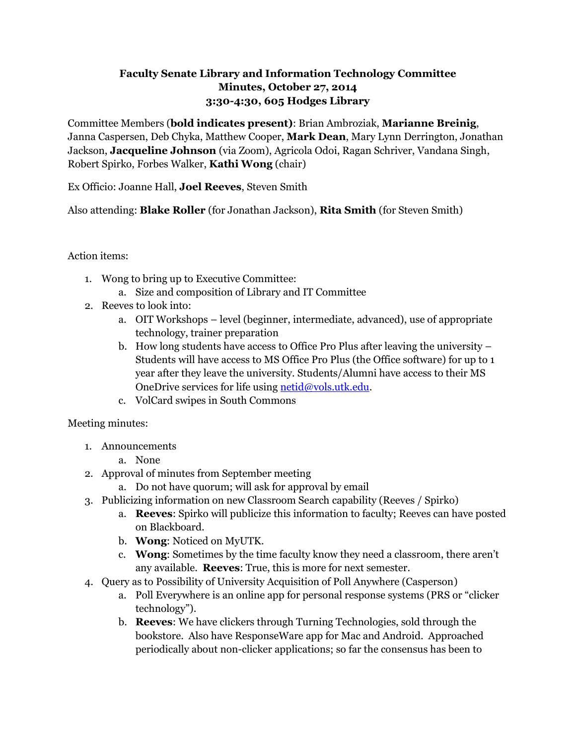**Faculty Senate Library and Information Technology Committee**
**Minutes, October 27, 2014**
**3:30-4:30, 605 Hodges Library**

Committee Members (**bold indicates present)**: Brian Ambroziak, **Marianne Breinig**, Janna Caspersen, Deb Chyka, Matthew Cooper, **Mark Dean**, Mary Lynn Derrington, Jonathan Jackson, **Jacqueline Johnson** (via Zoom), Agricola Odoi, Ragan Schriver, Vandana Singh, Robert Spirko, Forbes Walker, **Kathi Wong** (chair)

Ex Officio: Joanne Hall, **Joel Reeves**, Steven Smith

Also attending: **Blake Roller** (for Jonathan Jackson), **Rita Smith** (for Steven Smith)

Action items:

1. Wong to bring up to Executive Committee:
   a. Size and composition of Library and IT Committee
2. Reeves to look into:
   a. OIT Workshops – level (beginner, intermediate, advanced), use of appropriate technology, trainer preparation
   b. How long students have access to Office Pro Plus after leaving the university – Students will have access to MS Office Pro Plus (the Office software) for up to 1 year after they leave the university. Students/Alumni have access to their MS OneDrive services for life using netid@vols.utk.edu.
   c. VolCard swipes in South Commons

Meeting minutes:

1. Announcements
   a. None
2. Approval of minutes from September meeting
   a. Do not have quorum; will ask for approval by email
3. Publicizing information on new Classroom Search capability (Reeves / Spirko)
   a. **Reeves**: Spirko will publicize this information to faculty; Reeves can have posted on Blackboard.
   b. **Wong**: Noticed on MyUTK.
   c. **Wong**: Sometimes by the time faculty know they need a classroom, there aren't any available. **Reeves**: True, this is more for next semester.
4. Query as to Possibility of University Acquisition of Poll Anywhere (Casperson)
   a. Poll Everywhere is an online app for personal response systems (PRS or "clicker technology").
   b. **Reeves**: We have clickers through Turning Technologies, sold through the bookstore. Also have ResponseWare app for Mac and Android. Approached periodically about non-clicker applications; so far the consensus has been to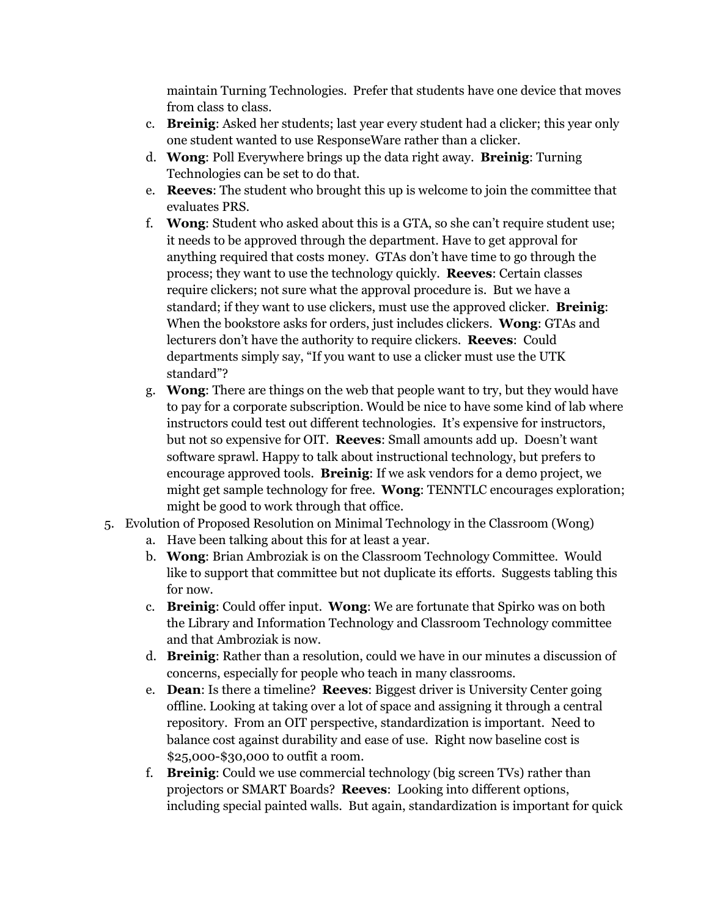maintain Turning Technologies. Prefer that students have one device that moves from class to class.

   c. **Breinig**: Asked her students; last year every student had a clicker; this year only one student wanted to use ResponseWare rather than a clicker.
   d. **Wong**: Poll Everywhere brings up the data right away. **Breinig**: Turning Technologies can be set to do that.
   e. **Reeves**: The student who brought this up is welcome to join the committee that evaluates PRS.
   f. **Wong**: Student who asked about this is a GTA, so she can't require student use; it needs to be approved through the department. Have to get approval for anything required that costs money. GTAs don't have time to go through the process; they want to use the technology quickly. **Reeves**: Certain classes require clickers; not sure what the approval procedure is. But we have a standard; if they want to use clickers, must use the approved clicker. **Breinig**: When the bookstore asks for orders, just includes clickers. **Wong**: GTAs and lecturers don't have the authority to require clickers. **Reeves**: Could departments simply say, "If you want to use a clicker must use the UTK standard"?
   g. **Wong**: There are things on the web that people want to try, but they would have to pay for a corporate subscription. Would be nice to have some kind of lab where instructors could test out different technologies. It's expensive for instructors, but not so expensive for OIT. **Reeves**: Small amounts add up. Doesn't want software sprawl. Happy to talk about instructional technology, but prefers to encourage approved tools. **Breinig**: If we ask vendors for a demo project, we might get sample technology for free. **Wong**: TENNTLC encourages exploration; might be good to work through that office.

5. Evolution of Proposed Resolution on Minimal Technology in the Classroom (Wong)
   a. Have been talking about this for at least a year.
   b. **Wong**: Brian Ambroziak is on the Classroom Technology Committee. Would like to support that committee but not duplicate its efforts. Suggests tabling this for now.
   c. **Breinig**: Could offer input. **Wong**: We are fortunate that Spirko was on both the Library and Information Technology and Classroom Technology committee and that Ambroziak is now.
   d. **Breinig**: Rather than a resolution, could we have in our minutes a discussion of concerns, especially for people who teach in many classrooms.
   e. **Dean**: Is there a timeline? **Reeves**: Biggest driver is University Center going offline. Looking at taking over a lot of space and assigning it through a central repository. From an OIT perspective, standardization is important. Need to balance cost against durability and ease of use. Right now baseline cost is $25,000-$30,000 to outfit a room.
   f. **Breinig**: Could we use commercial technology (big screen TVs) rather than projectors or SMART Boards? **Reeves**: Looking into different options, including special painted walls. But again, standardization is important for quick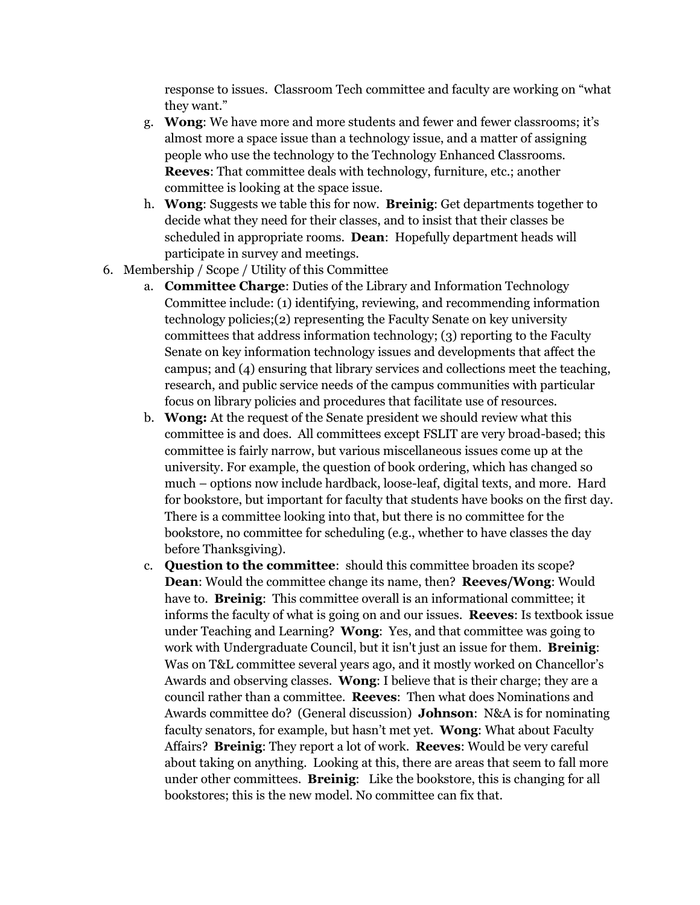response to issues. Classroom Tech committee and faculty are working on "what they want."

g. **Wong**: We have more and more students and fewer and fewer classrooms; it's almost more a space issue than a technology issue, and a matter of assigning people who use the technology to the Technology Enhanced Classrooms. **Reeves**: That committee deals with technology, furniture, etc.; another committee is looking at the space issue.

h. **Wong**: Suggests we table this for now. **Breinig**: Get departments together to decide what they need for their classes, and to insist that their classes be scheduled in appropriate rooms. **Dean**: Hopefully department heads will participate in survey and meetings.

6. Membership / Scope / Utility of this Committee

   a. **Committee Charge**: Duties of the Library and Information Technology Committee include: (1) identifying, reviewing, and recommending information technology policies;(2) representing the Faculty Senate on key university committees that address information technology; (3) reporting to the Faculty Senate on key information technology issues and developments that affect the campus; and (4) ensuring that library services and collections meet the teaching, research, and public service needs of the campus communities with particular focus on library policies and procedures that facilitate use of resources.

   b. **Wong:** At the request of the Senate president we should review what this committee is and does. All committees except FSLIT are very broad-based; this committee is fairly narrow, but various miscellaneous issues come up at the university. For example, the question of book ordering, which has changed so much – options now include hardback, loose-leaf, digital texts, and more. Hard for bookstore, but important for faculty that students have books on the first day. There is a committee looking into that, but there is no committee for the bookstore, no committee for scheduling (e.g., whether to have classes the day before Thanksgiving).

   c. **Question to the committee**: should this committee broaden its scope? **Dean**: Would the committee change its name, then? **Reeves/Wong**: Would have to. **Breinig**: This committee overall is an informational committee; it informs the faculty of what is going on and our issues. **Reeves**: Is textbook issue under Teaching and Learning? **Wong**: Yes, and that committee was going to work with Undergraduate Council, but it isn't just an issue for them. **Breinig**: Was on T&L committee several years ago, and it mostly worked on Chancellor's Awards and observing classes. **Wong**: I believe that is their charge; they are a council rather than a committee. **Reeves**: Then what does Nominations and Awards committee do? (General discussion) **Johnson**: N&A is for nominating faculty senators, for example, but hasn't met yet. **Wong**: What about Faculty Affairs? **Breinig**: They report a lot of work. **Reeves**: Would be very careful about taking on anything. Looking at this, there are areas that seem to fall more under other committees. **Breinig**: Like the bookstore, this is changing for all bookstores; this is the new model. No committee can fix that.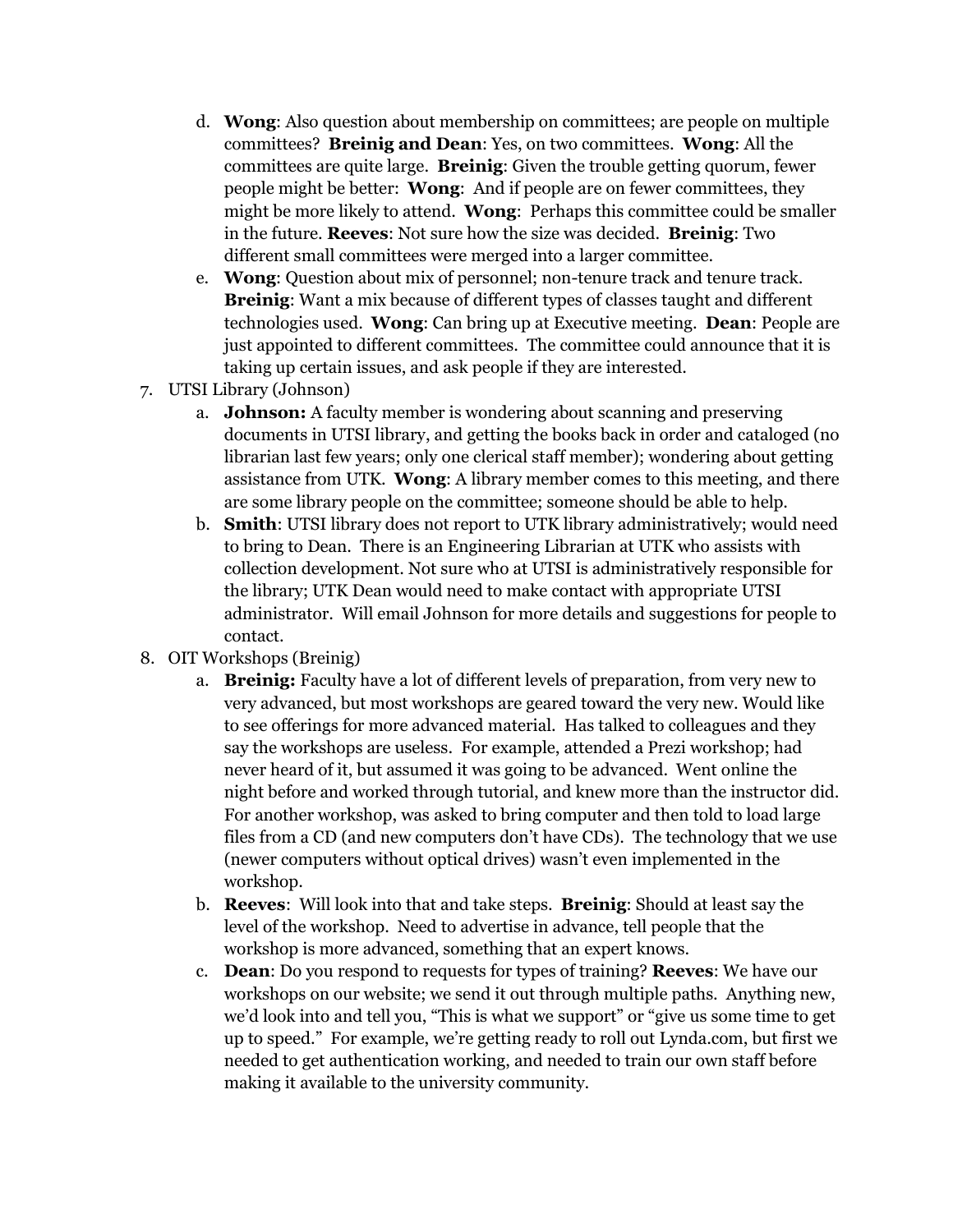d. **Wong**: Also question about membership on committees; are people on multiple committees? **Breinig and Dean**: Yes, on two committees. **Wong**: All the committees are quite large. **Breinig**: Given the trouble getting quorum, fewer people might be better: **Wong**: And if people are on fewer committees, they might be more likely to attend. **Wong**: Perhaps this committee could be smaller in the future. **Reeves**: Not sure how the size was decided. **Breinig**: Two different small committees were merged into a larger committee.
   e. **Wong**: Question about mix of personnel; non-tenure track and tenure track. **Breinig**: Want a mix because of different types of classes taught and different technologies used. **Wong**: Can bring up at Executive meeting. **Dean**: People are just appointed to different committees. The committee could announce that it is taking up certain issues, and ask people if they are interested.

7. UTSI Library (Johnson)
   a. **Johnson:** A faculty member is wondering about scanning and preserving documents in UTSI library, and getting the books back in order and cataloged (no librarian last few years; only one clerical staff member); wondering about getting assistance from UTK. **Wong**: A library member comes to this meeting, and there are some library people on the committee; someone should be able to help.
   b. **Smith**: UTSI library does not report to UTK library administratively; would need to bring to Dean. There is an Engineering Librarian at UTK who assists with collection development. Not sure who at UTSI is administratively responsible for the library; UTK Dean would need to make contact with appropriate UTSI administrator. Will email Johnson for more details and suggestions for people to contact.

8. OIT Workshops (Breinig)
   a. **Breinig:** Faculty have a lot of different levels of preparation, from very new to very advanced, but most workshops are geared toward the very new. Would like to see offerings for more advanced material. Has talked to colleagues and they say the workshops are useless. For example, attended a Prezi workshop; had never heard of it, but assumed it was going to be advanced. Went online the night before and worked through tutorial, and knew more than the instructor did. For another workshop, was asked to bring computer and then told to load large files from a CD (and new computers don't have CDs). The technology that we use (newer computers without optical drives) wasn't even implemented in the workshop.
   b. **Reeves**: Will look into that and take steps. **Breinig**: Should at least say the level of the workshop. Need to advertise in advance, tell people that the workshop is more advanced, something that an expert knows.
   c. **Dean**: Do you respond to requests for types of training? **Reeves**: We have our workshops on our website; we send it out through multiple paths. Anything new, we'd look into and tell you, "This is what we support" or "give us some time to get up to speed." For example, we're getting ready to roll out Lynda.com, but first we needed to get authentication working, and needed to train our own staff before making it available to the university community.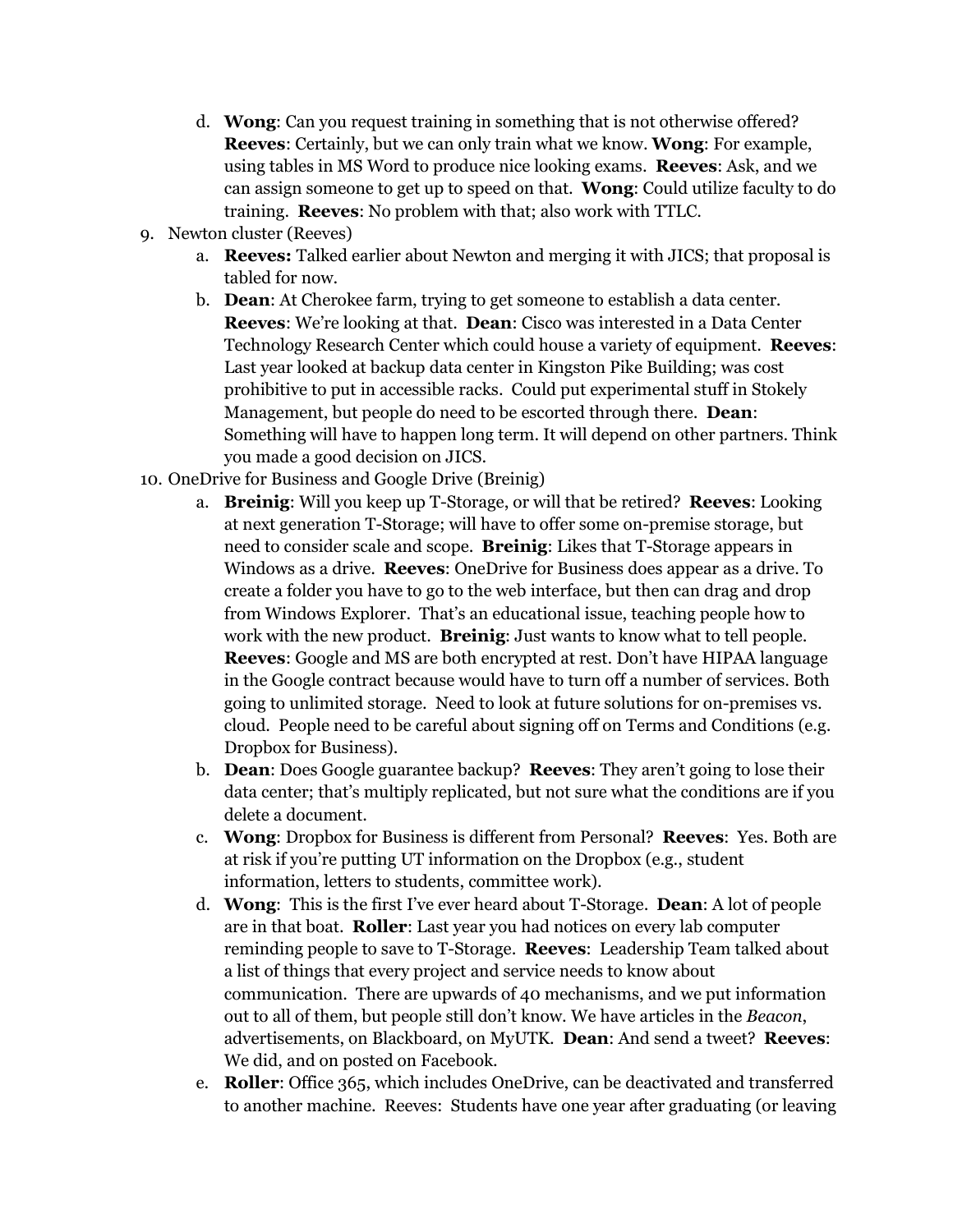d. **Wong**: Can you request training in something that is not otherwise offered? **Reeves**: Certainly, but we can only train what we know. **Wong**: For example, using tables in MS Word to produce nice looking exams. **Reeves**: Ask, and we can assign someone to get up to speed on that. **Wong**: Could utilize faculty to do training. **Reeves**: No problem with that; also work with TTLC.

9. Newton cluster (Reeves)
   a. **Reeves:** Talked earlier about Newton and merging it with JICS; that proposal is tabled for now.
   b. **Dean**: At Cherokee farm, trying to get someone to establish a data center. **Reeves**: We're looking at that. **Dean**: Cisco was interested in a Data Center Technology Research Center which could house a variety of equipment. **Reeves**: Last year looked at backup data center in Kingston Pike Building; was cost prohibitive to put in accessible racks. Could put experimental stuff in Stokely Management, but people do need to be escorted through there. **Dean**: Something will have to happen long term. It will depend on other partners. Think you made a good decision on JICS.

10. OneDrive for Business and Google Drive (Breinig)
    a. **Breinig**: Will you keep up T-Storage, or will that be retired? **Reeves**: Looking at next generation T-Storage; will have to offer some on-premise storage, but need to consider scale and scope. **Breinig**: Likes that T-Storage appears in Windows as a drive. **Reeves**: OneDrive for Business does appear as a drive. To create a folder you have to go to the web interface, but then can drag and drop from Windows Explorer. That's an educational issue, teaching people how to work with the new product. **Breinig**: Just wants to know what to tell people. **Reeves**: Google and MS are both encrypted at rest. Don't have HIPAA language in the Google contract because would have to turn off a number of services. Both going to unlimited storage. Need to look at future solutions for on-premises vs. cloud. People need to be careful about signing off on Terms and Conditions (e.g. Dropbox for Business).
    b. **Dean**: Does Google guarantee backup? **Reeves**: They aren't going to lose their data center; that's multiply replicated, but not sure what the conditions are if you delete a document.
    c. **Wong**: Dropbox for Business is different from Personal? **Reeves**: Yes. Both are at risk if you're putting UT information on the Dropbox (e.g., student information, letters to students, committee work).
    d. **Wong**: This is the first I've ever heard about T-Storage. **Dean**: A lot of people are in that boat. **Roller**: Last year you had notices on every lab computer reminding people to save to T-Storage. **Reeves**: Leadership Team talked about a list of things that every project and service needs to know about communication. There are upwards of 40 mechanisms, and we put information out to all of them, but people still don't know. We have articles in the *Beacon*, advertisements, on Blackboard, on MyUTK. **Dean**: And send a tweet? **Reeves**: We did, and on posted on Facebook.
    e. **Roller**: Office 365, which includes OneDrive, can be deactivated and transferred to another machine. Reeves: Students have one year after graduating (or leaving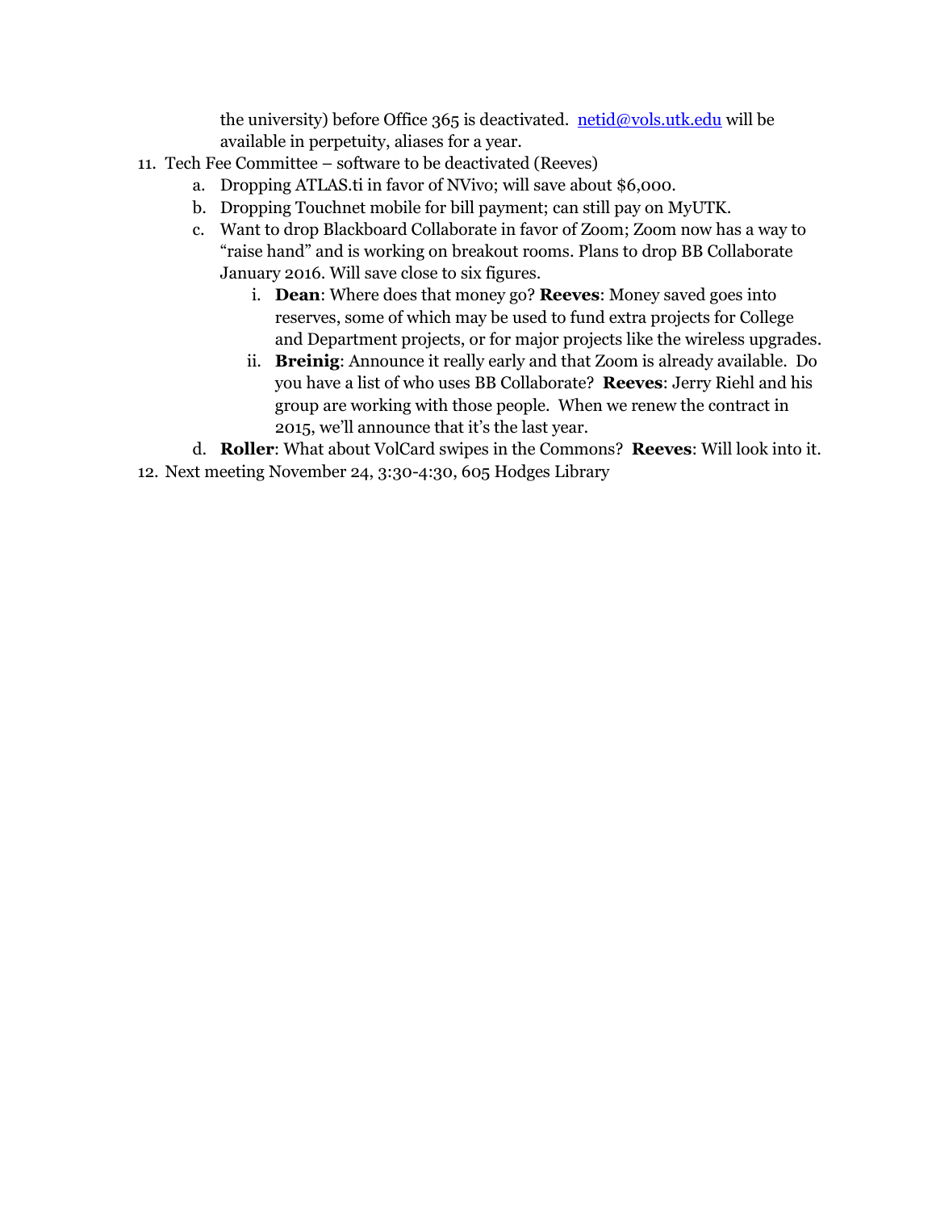the university) before Office 365 is deactivated. [netid@vols.utk.edu](mailto:netid@vols.utk.edu) will be available in perpetuity, aliases for a year.

11. Tech Fee Committee – software to be deactivated (Reeves)
    a. Dropping ATLAS.ti in favor of NVivo; will save about $6,000.
    b. Dropping Touchnet mobile for bill payment; can still pay on MyUTK.
    c. Want to drop Blackboard Collaborate in favor of Zoom; Zoom now has a way to "raise hand" and is working on breakout rooms. Plans to drop BB Collaborate January 2016. Will save close to six figures.
        i. **Dean**: Where does that money go? **Reeves**: Money saved goes into reserves, some of which may be used to fund extra projects for College and Department projects, or for major projects like the wireless upgrades.
        ii. **Breinig**: Announce it really early and that Zoom is already available. Do you have a list of who uses BB Collaborate? **Reeves**: Jerry Riehl and his group are working with those people. When we renew the contract in 2015, we'll announce that it's the last year.
    d. **Roller**: What about VolCard swipes in the Commons? **Reeves**: Will look into it.
12. Next meeting November 24, 3:30-4:30, 605 Hodges Library